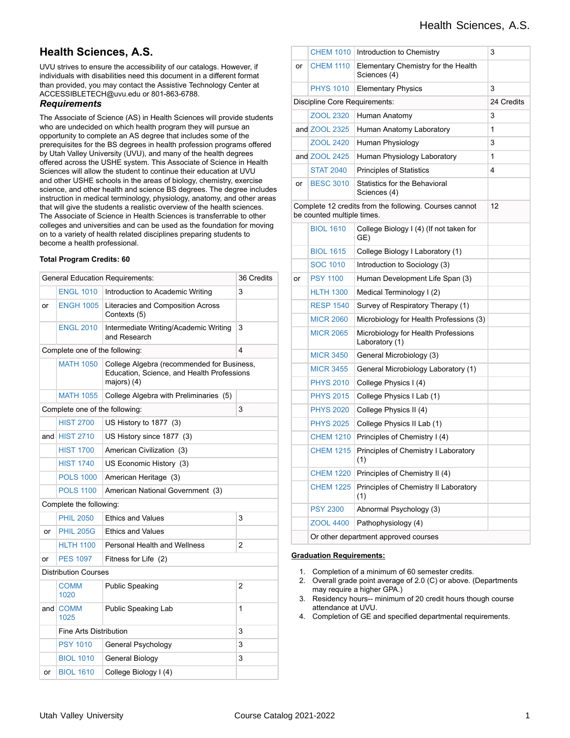# Health Sciences, A.S.

UVU strives to ensure the accessibility of our catalogs. However, if individuals with disabilities need this document in a different format than provided, you may contact the Assistive Technology Center at ACCESSIBLETECH@uvu.edu or 801-863-6788.

### *Requirements*

The Associate of Science (AS) in Health Sciences will provide students who are undecided on which health program they will pursue an opportunity to complete an AS degree that includes some of the prerequisites for the BS degrees in health profession programs offered by Utah Valley University (UVU), and many of the health degrees offered across the USHE system. This Associate of Science in Health Sciences will allow the student to continue their education at UVU and other USHE schools in the areas of biology, chemistry, exercise science, and other health and science BS degrees. The degree includes instruction in medical terminology, physiology, anatomy, and other areas that will give the students a realistic overview of the health sciences. The Associate of Science in Health Sciences is transferrable to other colleges and universities and can be used as the foundation for moving on to a variety of health related disciplines preparing students to become a health professional.

**Total Program Credits: 60**

| | | | |
|---|---|---|---|
| General Education Requirements: | | | 36 Credits |
| | ENGL 1010 | Introduction to Academic Writing | 3 |
| or | ENGH 1005 | Literacies and Composition Across Contexts (5) | |
| | ENGL 2010 | Intermediate Writing/Academic Writing and Research | 3 |
| Complete one of the following: | | | 4 |
| | MATH 1050 | College Algebra (recommended for Business, Education, Science, and Health Professions majors) (4) | |
| | MATH 1055 | College Algebra with Preliminaries (5) | |
| Complete one of the following: | | | 3 |
| | HIST 2700 | US History to 1877 (3) | |
| and | HIST 2710 | US History since 1877 (3) | |
| | HIST 1700 | American Civilization (3) | |
| | HIST 1740 | US Economic History (3) | |
| | POLS 1000 | American Heritage (3) | |
| | POLS 1100 | American National Government (3) | |
| Complete the following: | | | |
| | PHIL 2050 | Ethics and Values | 3 |
| or | PHIL 205G | Ethics and Values | |
| | HLTH 1100 | Personal Health and Wellness | 2 |
| or | PES 1097 | Fitness for Life (2) | |
| Distribution Courses | | | |
| | COMM 1020 | Public Speaking | 2 |
| and | COMM 1025 | Public Speaking Lab | 1 |
| | Fine Arts Distribution | | 3 |
| | PSY 1010 | General Psychology | 3 |
| | BIOL 1010 | General Biology | 3 |
| or | BIOL 1610 | College Biology I (4) | |
| | CHEM 1010 | Introduction to Chemistry | 3 |
| or | CHEM 1110 | Elementary Chemistry for the Health Sciences (4) | |
| | PHYS 1010 | Elementary Physics | 3 |
| Discipline Core Requirements: | | | 24 Credits |
| | ZOOL 2320 | Human Anatomy | 3 |
| and | ZOOL 2325 | Human Anatomy Laboratory | 1 |
| | ZOOL 2420 | Human Physiology | 3 |
| and | ZOOL 2425 | Human Physiology Laboratory | 1 |
| | STAT 2040 | Principles of Statistics | 4 |
| or | BESC 3010 | Statistics for the Behavioral Sciences (4) | |
| Complete 12 credits from the following. Courses cannot be counted multiple times. | | | 12 |
| | BIOL 1610 | College Biology I (4) (If not taken for GE) | |
| | BIOL 1615 | College Biology I Laboratory (1) | |
| | SOC 1010 | Introduction to Sociology (3) | |
| or | PSY 1100 | Human Development Life Span (3) | |
| | HLTH 1300 | Medical Terminology I (2) | |
| | RESP 1540 | Survey of Respiratory Therapy (1) | |
| | MICR 2060 | Microbiology for Health Professions (3) | |
| | MICR 2065 | Microbiology for Health Professions Laboratory (1) | |
| | MICR 3450 | General Microbiology (3) | |
| | MICR 3455 | General Microbiology Laboratory (1) | |
| | PHYS 2010 | College Physics I (4) | |
| | PHYS 2015 | College Physics I Lab (1) | |
| | PHYS 2020 | College Physics II (4) | |
| | PHYS 2025 | College Physics II Lab (1) | |
| | CHEM 1210 | Principles of Chemistry I (4) | |
| | CHEM 1215 | Principles of Chemistry I Laboratory (1) | |
| | CHEM 1220 | Principles of Chemistry II (4) | |
| | CHEM 1225 | Principles of Chemistry II Laboratory (1) | |
| | PSY 2300 | Abnormal Psychology (3) | |
| | ZOOL 4400 | Pathophysiology (4) | |
| | Or other department approved courses | | |

**Graduation Requirements:**

1. Completion of a minimum of 60 semester credits.
2. Overall grade point average of 2.0 (C) or above. (Departments may require a higher GPA.)
3. Residency hours-- minimum of 20 credit hours though course attendance at UVU.
4. Completion of GE and specified departmental requirements.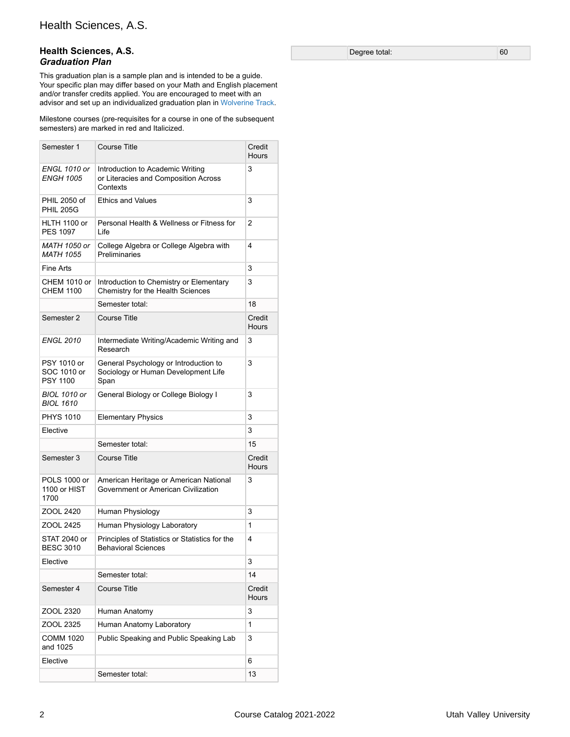## Health Sciences, A.S.

### *Graduation Plan*

This graduation plan is a sample plan and is intended to be a guide. Your specific plan may differ based on your Math and English placement and/or transfer credits applied. You are encouraged to meet with an advisor and set up an individualized graduation plan in Wolverine Track.

Milestone courses (pre-requisites for a course in one of the subsequent semesters) are marked in red and Italicized.

| Semester 1 | Course Title | Credit Hours |
|---|---|---|
| *ENGL 1010 or ENGH 1005* | Introduction to Academic Writing or Literacies and Composition Across Contexts | 3 |
| PHIL 2050 of PHIL 205G | Ethics and Values | 3 |
| HLTH 1100 or PES 1097 | Personal Health & Wellness or Fitness for Life | 2 |
| *MATH 1050 or MATH 1055* | College Algebra or College Algebra with Preliminaries | 4 |
| Fine Arts | | 3 |
| CHEM 1010 or CHEM 1100 | Introduction to Chemistry or Elementary Chemistry for the Health Sciences | 3 |
| | Semester total: | 18 |
| **Semester 2** | **Course Title** | **Credit Hours** |
| *ENGL 2010* | Intermediate Writing/Academic Writing and Research | 3 |
| PSY 1010 or SOC 1010 or PSY 1100 | General Psychology or Introduction to Sociology or Human Development Life Span | 3 |
| *BIOL 1010 or BIOL 1610* | General Biology or College Biology I | 3 |
| PHYS 1010 | Elementary Physics | 3 |
| Elective | | 3 |
| | Semester total: | 15 |
| **Semester 3** | **Course Title** | **Credit Hours** |
| POLS 1000 or 1100 or HIST 1700 | American Heritage or American National Government or American Civilization | 3 |
| ZOOL 2420 | Human Physiology | 3 |
| ZOOL 2425 | Human Physiology Laboratory | 1 |
| STAT 2040 or BESC 3010 | Principles of Statistics or Statistics for the Behavioral Sciences | 4 |
| Elective | | 3 |
| | Semester total: | 14 |
| **Semester 4** | **Course Title** | **Credit Hours** |
| ZOOL 2320 | Human Anatomy | 3 |
| ZOOL 2325 | Human Anatomy Laboratory | 1 |
| COMM 1020 and 1025 | Public Speaking and Public Speaking Lab | 3 |
| Elective | | 6 |
| | Semester total: | 13 |
| | Degree total: | 60 |